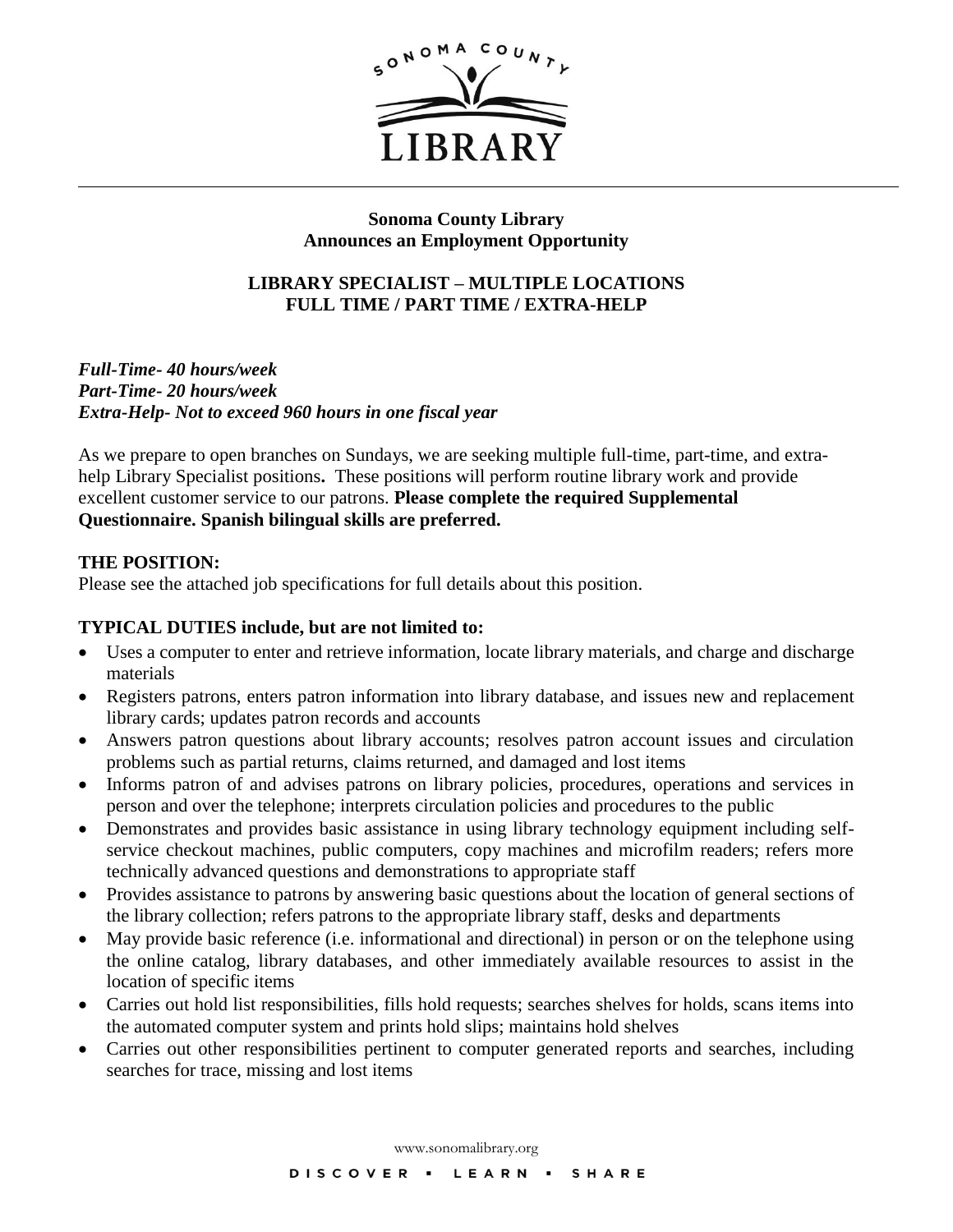**Sonoma County Library**
**Announces an Employment Opportunity**

**LIBRARY SPECIALIST – MULTIPLE LOCATIONS**
**FULL TIME / PART TIME / EXTRA-HELP**

***Full-Time- 40 hours/week***
***Part-Time- 20 hours/week***
***Extra-Help- Not to exceed 960 hours in one fiscal year***

As we prepare to open branches on Sundays, we are seeking multiple full-time, part-time, and extra-help Library Specialist positions**.** These positions will perform routine library work and provide excellent customer service to our patrons. **Please complete the required Supplemental Questionnaire. Spanish bilingual skills are preferred.**

## THE POSITION:

Please see the attached job specifications for full details about this position.

## TYPICAL DUTIES include, but are not limited to:

- Uses a computer to enter and retrieve information, locate library materials, and charge and discharge materials
- Registers patrons, enters patron information into library database, and issues new and replacement library cards; updates patron records and accounts
- Answers patron questions about library accounts; resolves patron account issues and circulation problems such as partial returns, claims returned, and damaged and lost items
- Informs patron of and advises patrons on library policies, procedures, operations and services in person and over the telephone; interprets circulation policies and procedures to the public
- Demonstrates and provides basic assistance in using library technology equipment including self-service checkout machines, public computers, copy machines and microfilm readers; refers more technically advanced questions and demonstrations to appropriate staff
- Provides assistance to patrons by answering basic questions about the location of general sections of the library collection; refers patrons to the appropriate library staff, desks and departments
- May provide basic reference (i.e. informational and directional) in person or on the telephone using the online catalog, library databases, and other immediately available resources to assist in the location of specific items
- Carries out hold list responsibilities, fills hold requests; searches shelves for holds, scans items into the automated computer system and prints hold slips; maintains hold shelves
- Carries out other responsibilities pertinent to computer generated reports and searches, including searches for trace, missing and lost items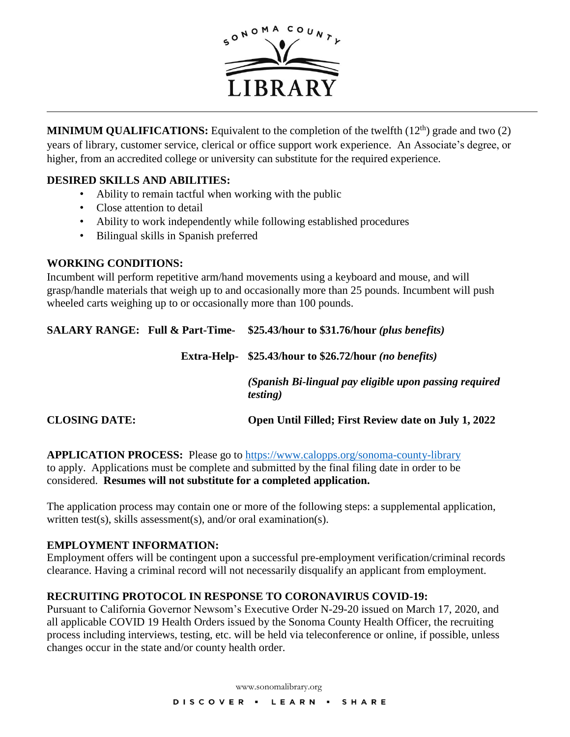**MINIMUM QUALIFICATIONS:** Equivalent to the completion of the twelfth (12th) grade and two (2) years of library, customer service, clerical or office support work experience. An Associate's degree, or higher, from an accredited college or university can substitute for the required experience.

**DESIRED SKILLS AND ABILITIES:**

- Ability to remain tactful when working with the public
- Close attention to detail
- Ability to work independently while following established procedures
- Bilingual skills in Spanish preferred

**WORKING CONDITIONS:**

Incumbent will perform repetitive arm/hand movements using a keyboard and mouse, and will grasp/handle materials that weigh up to and occasionally more than 25 pounds. Incumbent will push wheeled carts weighing up to or occasionally more than 100 pounds.

**SALARY RANGE: Full & Part-Time- $25.43/hour to $31.76/hour *(plus benefits)***

**Extra-Help- $25.43/hour to $26.72/hour *(no benefits)***

***(Spanish Bi-lingual pay eligible upon passing required testing)***

**CLOSING DATE: Open Until Filled; First Review date on July 1, 2022**

**APPLICATION PROCESS:** Please go to https://www.calopps.org/sonoma-county-library to apply. Applications must be complete and submitted by the final filing date in order to be considered. **Resumes will not substitute for a completed application.**

The application process may contain one or more of the following steps: a supplemental application, written test(s), skills assessment(s), and/or oral examination(s).

**EMPLOYMENT INFORMATION:**

Employment offers will be contingent upon a successful pre-employment verification/criminal records clearance. Having a criminal record will not necessarily disqualify an applicant from employment.

**RECRUITING PROTOCOL IN RESPONSE TO CORONAVIRUS COVID-19:**

Pursuant to California Governor Newsom's Executive Order N-29-20 issued on March 17, 2020, and all applicable COVID 19 Health Orders issued by the Sonoma County Health Officer, the recruiting process including interviews, testing, etc. will be held via teleconference or online, if possible, unless changes occur in the state and/or county health order.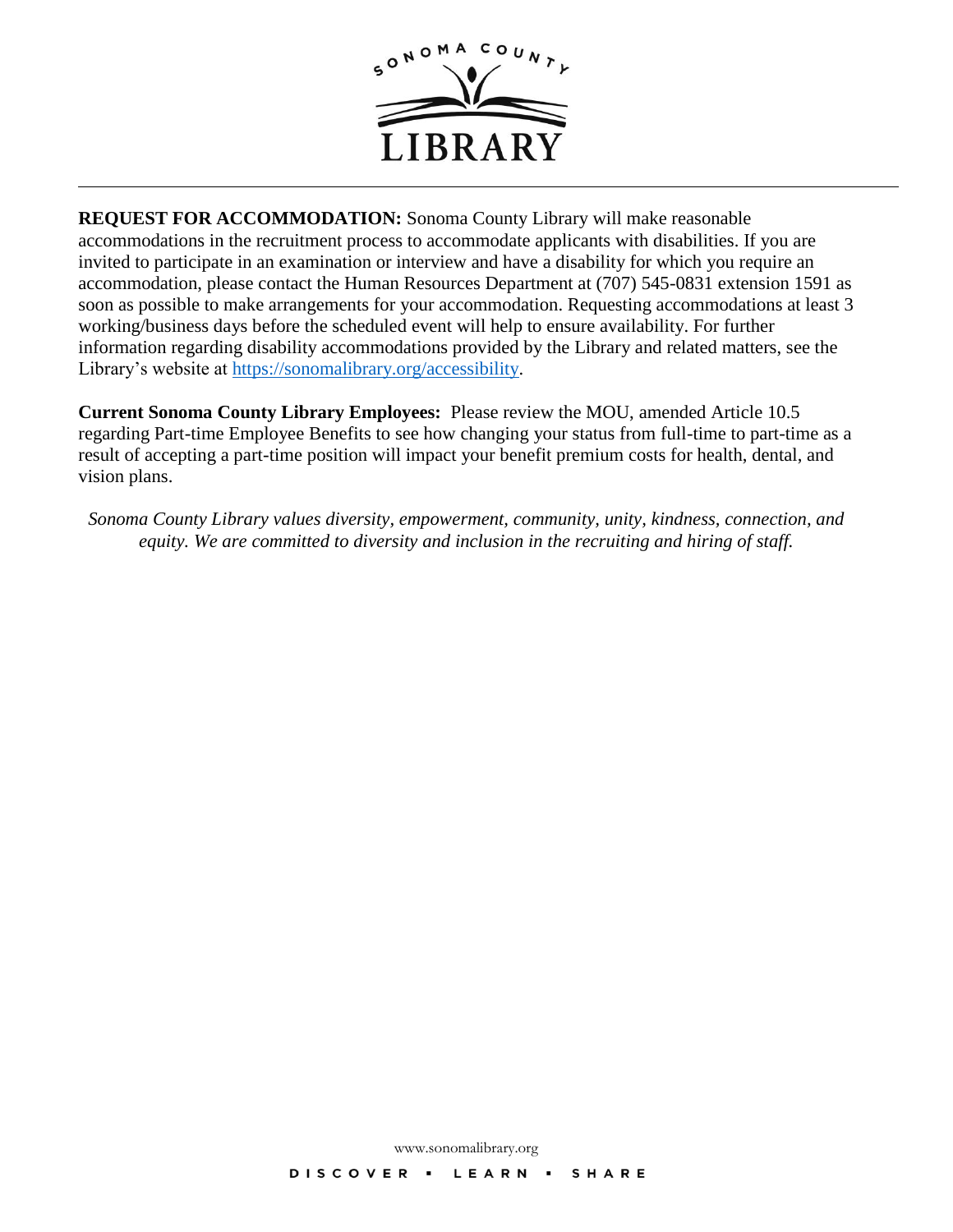**REQUEST FOR ACCOMMODATION:** Sonoma County Library will make reasonable accommodations in the recruitment process to accommodate applicants with disabilities. If you are invited to participate in an examination or interview and have a disability for which you require an accommodation, please contact the Human Resources Department at (707) 545-0831 extension 1591 as soon as possible to make arrangements for your accommodation. Requesting accommodations at least 3 working/business days before the scheduled event will help to ensure availability. For further information regarding disability accommodations provided by the Library and related matters, see the Library's website at https://sonomalibrary.org/accessibility.

**Current Sonoma County Library Employees:** Please review the MOU, amended Article 10.5 regarding Part-time Employee Benefits to see how changing your status from full-time to part-time as a result of accepting a part-time position will impact your benefit premium costs for health, dental, and vision plans.

*Sonoma County Library values diversity, empowerment, community, unity, kindness, connection, and equity. We are committed to diversity and inclusion in the recruiting and hiring of staff.*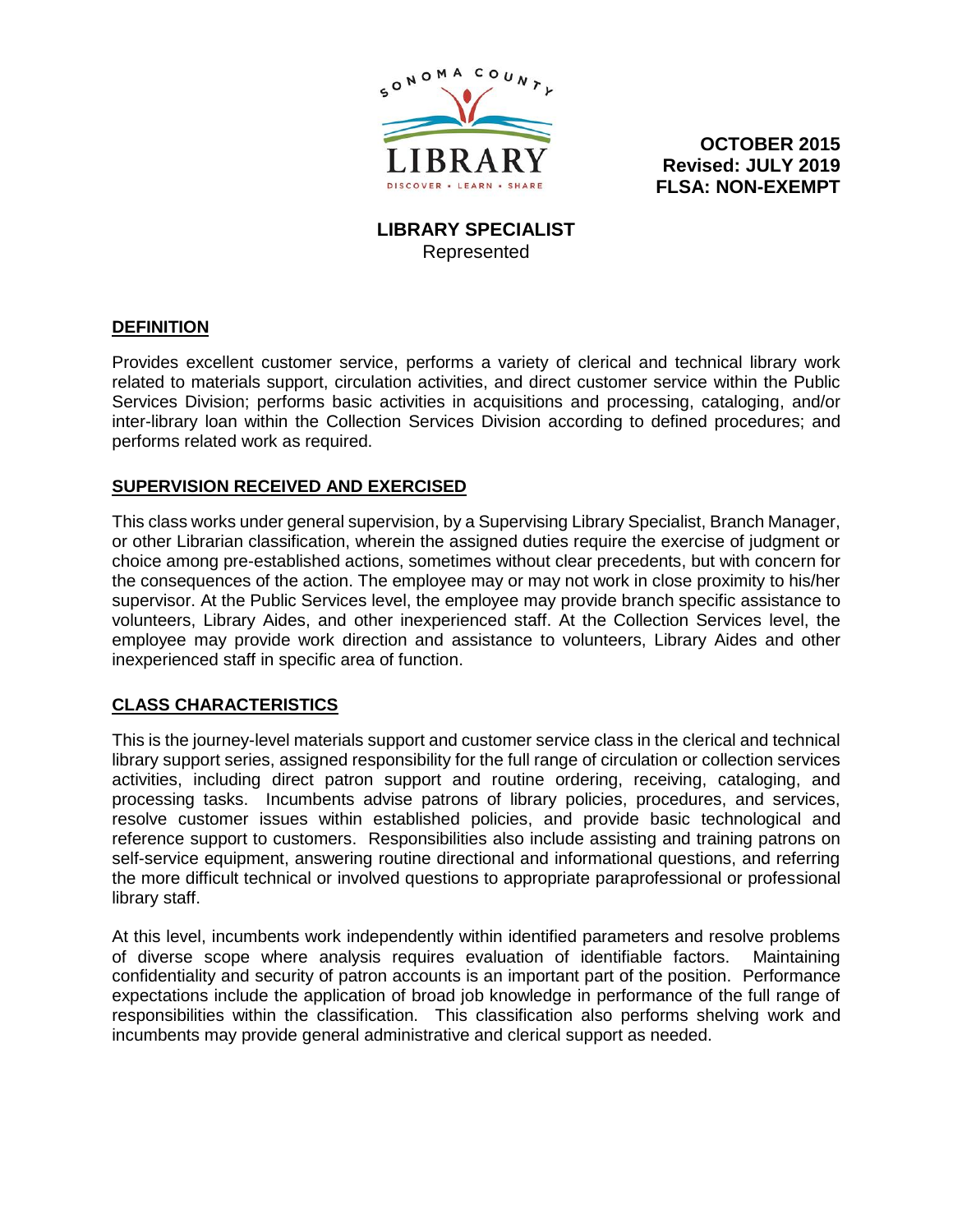SONOMA COUNTY LIBRARY
DISCOVER • LEARN • SHARE

**OCTOBER 2015**
**Revised: JULY 2019**
**FLSA: NON-EXEMPT**

# LIBRARY SPECIALIST

Represented

## DEFINITION

Provides excellent customer service, performs a variety of clerical and technical library work related to materials support, circulation activities, and direct customer service within the Public Services Division; performs basic activities in acquisitions and processing, cataloging, and/or inter-library loan within the Collection Services Division according to defined procedures; and performs related work as required.

## SUPERVISION RECEIVED AND EXERCISED

This class works under general supervision, by a Supervising Library Specialist, Branch Manager, or other Librarian classification, wherein the assigned duties require the exercise of judgment or choice among pre-established actions, sometimes without clear precedents, but with concern for the consequences of the action. The employee may or may not work in close proximity to his/her supervisor. At the Public Services level, the employee may provide branch specific assistance to volunteers, Library Aides, and other inexperienced staff. At the Collection Services level, the employee may provide work direction and assistance to volunteers, Library Aides and other inexperienced staff in specific area of function.

## CLASS CHARACTERISTICS

This is the journey-level materials support and customer service class in the clerical and technical library support series, assigned responsibility for the full range of circulation or collection services activities, including direct patron support and routine ordering, receiving, cataloging, and processing tasks. Incumbents advise patrons of library policies, procedures, and services, resolve customer issues within established policies, and provide basic technological and reference support to customers. Responsibilities also include assisting and training patrons on self-service equipment, answering routine directional and informational questions, and referring the more difficult technical or involved questions to appropriate paraprofessional or professional library staff.

At this level, incumbents work independently within identified parameters and resolve problems of diverse scope where analysis requires evaluation of identifiable factors. Maintaining confidentiality and security of patron accounts is an important part of the position. Performance expectations include the application of broad job knowledge in performance of the full range of responsibilities within the classification. This classification also performs shelving work and incumbents may provide general administrative and clerical support as needed.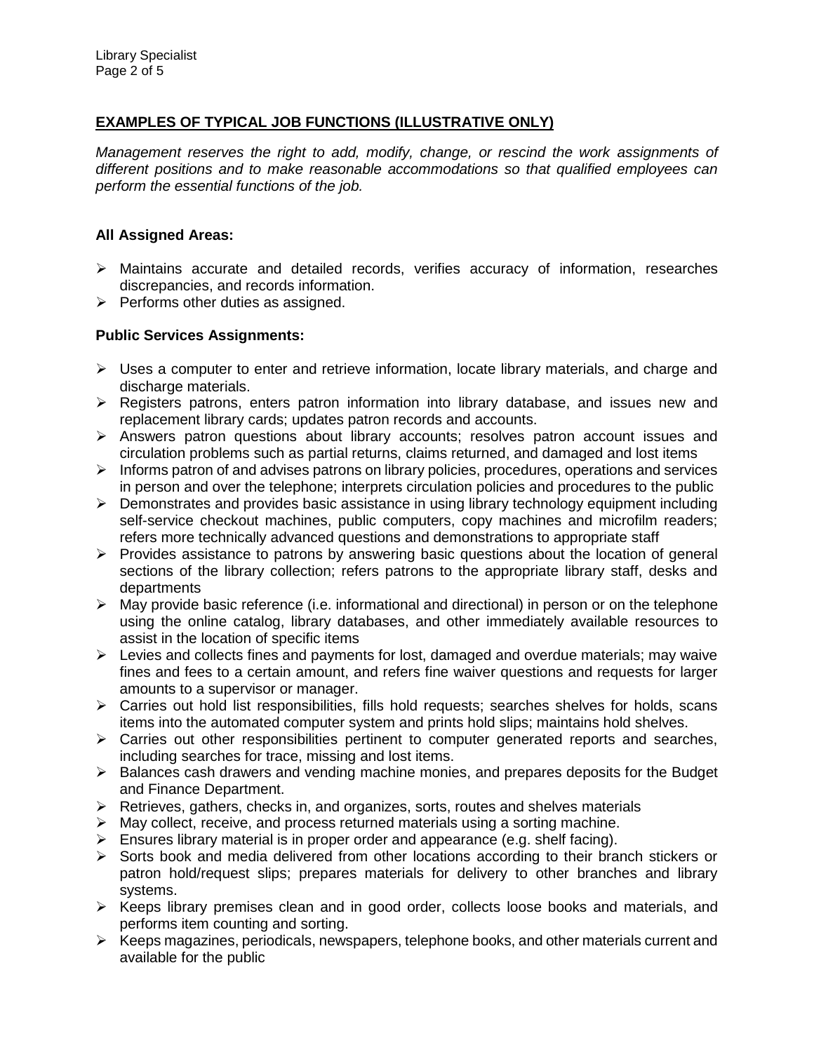## EXAMPLES OF TYPICAL JOB FUNCTIONS (ILLUSTRATIVE ONLY)

*Management reserves the right to add, modify, change, or rescind the work assignments of different positions and to make reasonable accommodations so that qualified employees can perform the essential functions of the job.*

### All Assigned Areas:

- Maintains accurate and detailed records, verifies accuracy of information, researches discrepancies, and records information.
- Performs other duties as assigned.

### Public Services Assignments:

- Uses a computer to enter and retrieve information, locate library materials, and charge and discharge materials.
- Registers patrons, enters patron information into library database, and issues new and replacement library cards; updates patron records and accounts.
- Answers patron questions about library accounts; resolves patron account issues and circulation problems such as partial returns, claims returned, and damaged and lost items
- Informs patron of and advises patrons on library policies, procedures, operations and services in person and over the telephone; interprets circulation policies and procedures to the public
- Demonstrates and provides basic assistance in using library technology equipment including self-service checkout machines, public computers, copy machines and microfilm readers; refers more technically advanced questions and demonstrations to appropriate staff
- Provides assistance to patrons by answering basic questions about the location of general sections of the library collection; refers patrons to the appropriate library staff, desks and departments
- May provide basic reference (i.e. informational and directional) in person or on the telephone using the online catalog, library databases, and other immediately available resources to assist in the location of specific items
- Levies and collects fines and payments for lost, damaged and overdue materials; may waive fines and fees to a certain amount, and refers fine waiver questions and requests for larger amounts to a supervisor or manager.
- Carries out hold list responsibilities, fills hold requests; searches shelves for holds, scans items into the automated computer system and prints hold slips; maintains hold shelves.
- Carries out other responsibilities pertinent to computer generated reports and searches, including searches for trace, missing and lost items.
- Balances cash drawers and vending machine monies, and prepares deposits for the Budget and Finance Department.
- Retrieves, gathers, checks in, and organizes, sorts, routes and shelves materials
- May collect, receive, and process returned materials using a sorting machine.
- Ensures library material is in proper order and appearance (e.g. shelf facing).
- Sorts book and media delivered from other locations according to their branch stickers or patron hold/request slips; prepares materials for delivery to other branches and library systems.
- Keeps library premises clean and in good order, collects loose books and materials, and performs item counting and sorting.
- Keeps magazines, periodicals, newspapers, telephone books, and other materials current and available for the public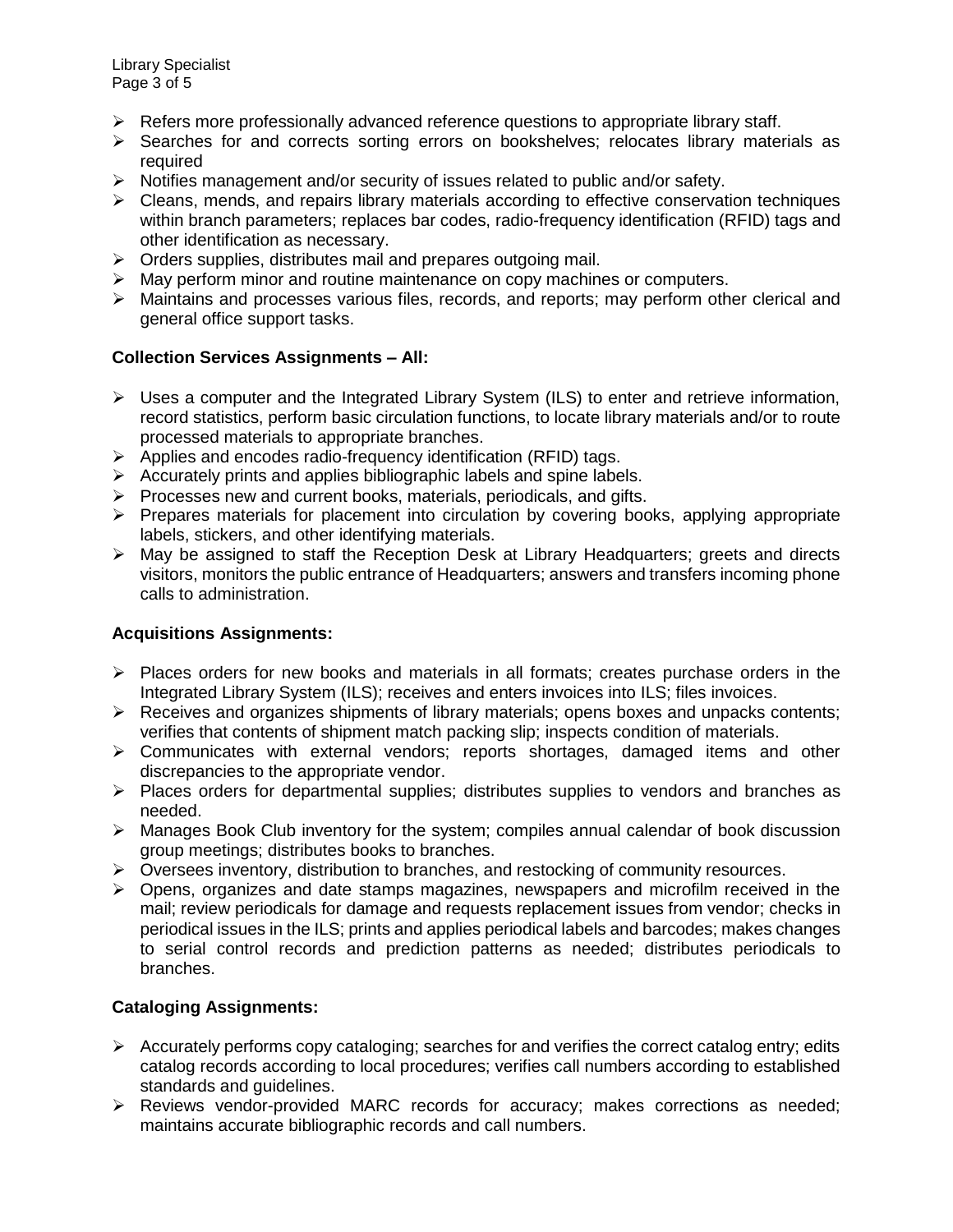- Refers more professionally advanced reference questions to appropriate library staff.
- Searches for and corrects sorting errors on bookshelves; relocates library materials as required
- Notifies management and/or security of issues related to public and/or safety.
- Cleans, mends, and repairs library materials according to effective conservation techniques within branch parameters; replaces bar codes, radio-frequency identification (RFID) tags and other identification as necessary.
- Orders supplies, distributes mail and prepares outgoing mail.
- May perform minor and routine maintenance on copy machines or computers.
- Maintains and processes various files, records, and reports; may perform other clerical and general office support tasks.

**Collection Services Assignments – All:**

- Uses a computer and the Integrated Library System (ILS) to enter and retrieve information, record statistics, perform basic circulation functions, to locate library materials and/or to route processed materials to appropriate branches.
- Applies and encodes radio-frequency identification (RFID) tags.
- Accurately prints and applies bibliographic labels and spine labels.
- Processes new and current books, materials, periodicals, and gifts.
- Prepares materials for placement into circulation by covering books, applying appropriate labels, stickers, and other identifying materials.
- May be assigned to staff the Reception Desk at Library Headquarters; greets and directs visitors, monitors the public entrance of Headquarters; answers and transfers incoming phone calls to administration.

**Acquisitions Assignments:**

- Places orders for new books and materials in all formats; creates purchase orders in the Integrated Library System (ILS); receives and enters invoices into ILS; files invoices.
- Receives and organizes shipments of library materials; opens boxes and unpacks contents; verifies that contents of shipment match packing slip; inspects condition of materials.
- Communicates with external vendors; reports shortages, damaged items and other discrepancies to the appropriate vendor.
- Places orders for departmental supplies; distributes supplies to vendors and branches as needed.
- Manages Book Club inventory for the system; compiles annual calendar of book discussion group meetings; distributes books to branches.
- Oversees inventory, distribution to branches, and restocking of community resources.
- Opens, organizes and date stamps magazines, newspapers and microfilm received in the mail; review periodicals for damage and requests replacement issues from vendor; checks in periodical issues in the ILS; prints and applies periodical labels and barcodes; makes changes to serial control records and prediction patterns as needed; distributes periodicals to branches.

**Cataloging Assignments:**

- Accurately performs copy cataloging; searches for and verifies the correct catalog entry; edits catalog records according to local procedures; verifies call numbers according to established standards and guidelines.
- Reviews vendor-provided MARC records for accuracy; makes corrections as needed; maintains accurate bibliographic records and call numbers.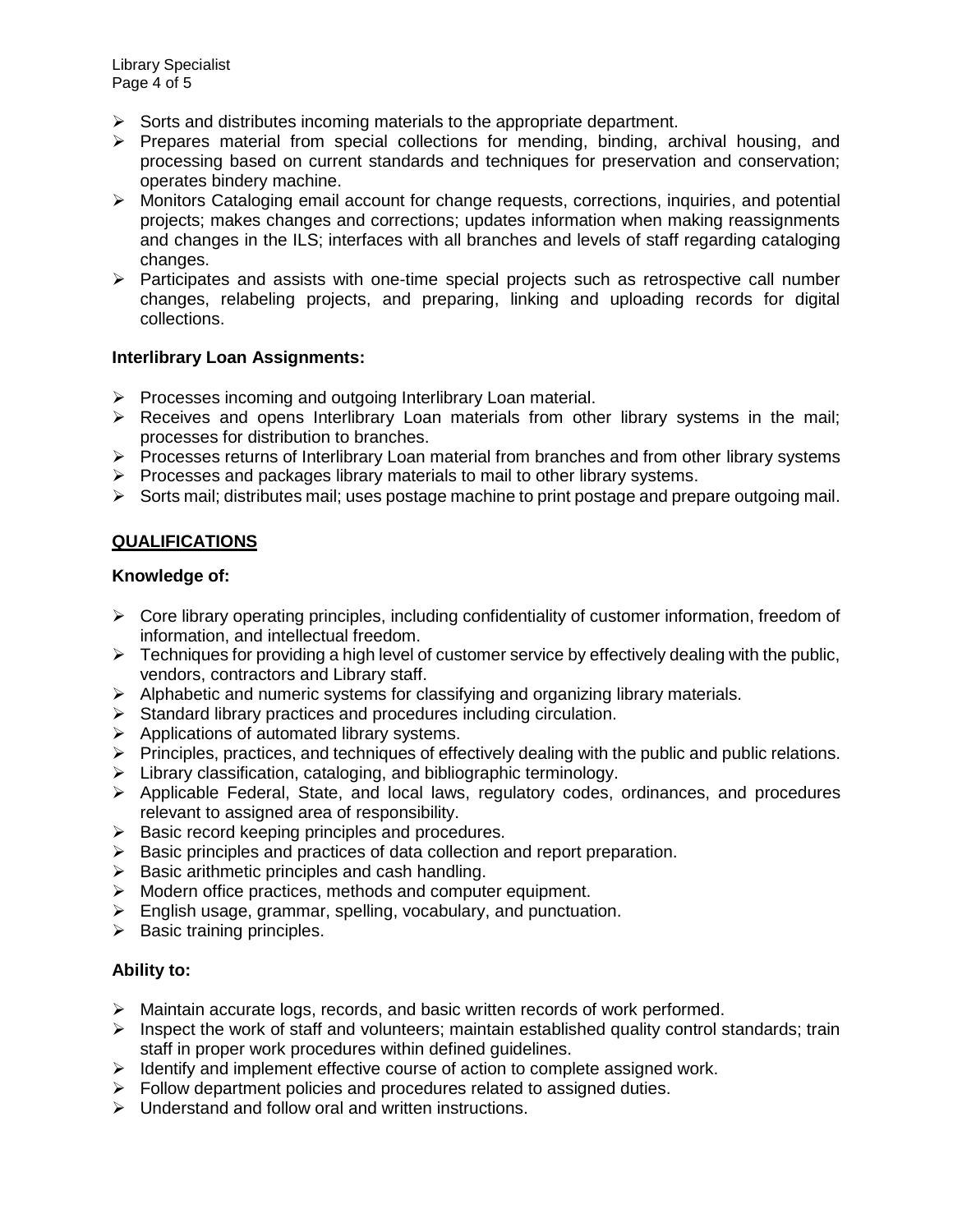- Sorts and distributes incoming materials to the appropriate department.
- Prepares material from special collections for mending, binding, archival housing, and processing based on current standards and techniques for preservation and conservation; operates bindery machine.
- Monitors Cataloging email account for change requests, corrections, inquiries, and potential projects; makes changes and corrections; updates information when making reassignments and changes in the ILS; interfaces with all branches and levels of staff regarding cataloging changes.
- Participates and assists with one-time special projects such as retrospective call number changes, relabeling projects, and preparing, linking and uploading records for digital collections.

**Interlibrary Loan Assignments:**

- Processes incoming and outgoing Interlibrary Loan material.
- Receives and opens Interlibrary Loan materials from other library systems in the mail; processes for distribution to branches.
- Processes returns of Interlibrary Loan material from branches and from other library systems
- Processes and packages library materials to mail to other library systems.
- Sorts mail; distributes mail; uses postage machine to print postage and prepare outgoing mail.

## QUALIFICATIONS

**Knowledge of:**

- Core library operating principles, including confidentiality of customer information, freedom of information, and intellectual freedom.
- Techniques for providing a high level of customer service by effectively dealing with the public, vendors, contractors and Library staff.
- Alphabetic and numeric systems for classifying and organizing library materials.
- Standard library practices and procedures including circulation.
- Applications of automated library systems.
- Principles, practices, and techniques of effectively dealing with the public and public relations.
- Library classification, cataloging, and bibliographic terminology.
- Applicable Federal, State, and local laws, regulatory codes, ordinances, and procedures relevant to assigned area of responsibility.
- Basic record keeping principles and procedures.
- Basic principles and practices of data collection and report preparation.
- Basic arithmetic principles and cash handling.
- Modern office practices, methods and computer equipment.
- English usage, grammar, spelling, vocabulary, and punctuation.
- Basic training principles.

**Ability to:**

- Maintain accurate logs, records, and basic written records of work performed.
- Inspect the work of staff and volunteers; maintain established quality control standards; train staff in proper work procedures within defined guidelines.
- Identify and implement effective course of action to complete assigned work.
- Follow department policies and procedures related to assigned duties.
- Understand and follow oral and written instructions.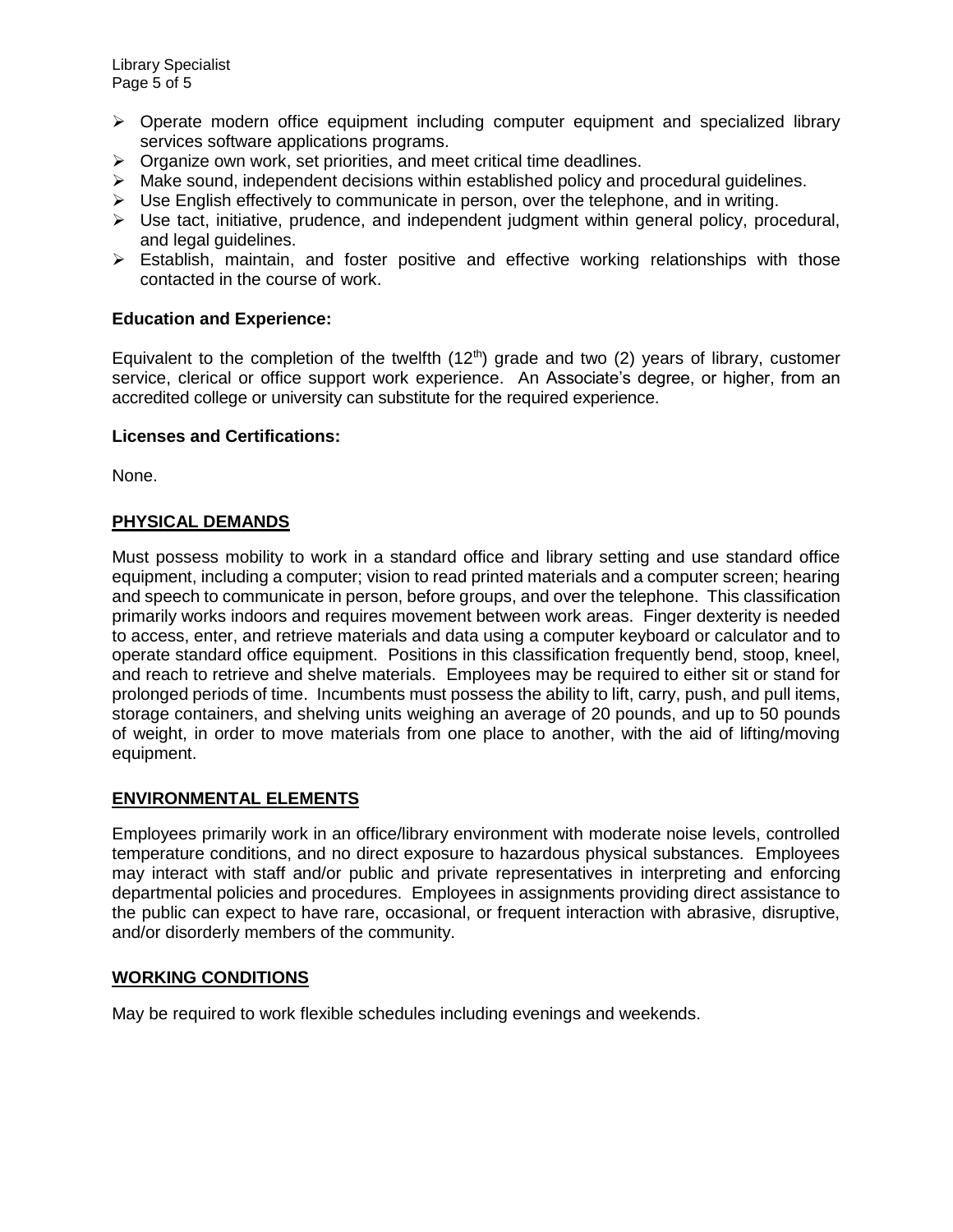- Operate modern office equipment including computer equipment and specialized library services software applications programs.
- Organize own work, set priorities, and meet critical time deadlines.
- Make sound, independent decisions within established policy and procedural guidelines.
- Use English effectively to communicate in person, over the telephone, and in writing.
- Use tact, initiative, prudence, and independent judgment within general policy, procedural, and legal guidelines.
- Establish, maintain, and foster positive and effective working relationships with those contacted in the course of work.

**Education and Experience:**

Equivalent to the completion of the twelfth (12th) grade and two (2) years of library, customer service, clerical or office support work experience. An Associate's degree, or higher, from an accredited college or university can substitute for the required experience.

**Licenses and Certifications:**

None.

## PHYSICAL DEMANDS

Must possess mobility to work in a standard office and library setting and use standard office equipment, including a computer; vision to read printed materials and a computer screen; hearing and speech to communicate in person, before groups, and over the telephone. This classification primarily works indoors and requires movement between work areas. Finger dexterity is needed to access, enter, and retrieve materials and data using a computer keyboard or calculator and to operate standard office equipment. Positions in this classification frequently bend, stoop, kneel, and reach to retrieve and shelve materials. Employees may be required to either sit or stand for prolonged periods of time. Incumbents must possess the ability to lift, carry, push, and pull items, storage containers, and shelving units weighing an average of 20 pounds, and up to 50 pounds of weight, in order to move materials from one place to another, with the aid of lifting/moving equipment.

## ENVIRONMENTAL ELEMENTS

Employees primarily work in an office/library environment with moderate noise levels, controlled temperature conditions, and no direct exposure to hazardous physical substances. Employees may interact with staff and/or public and private representatives in interpreting and enforcing departmental policies and procedures. Employees in assignments providing direct assistance to the public can expect to have rare, occasional, or frequent interaction with abrasive, disruptive, and/or disorderly members of the community.

## WORKING CONDITIONS

May be required to work flexible schedules including evenings and weekends.